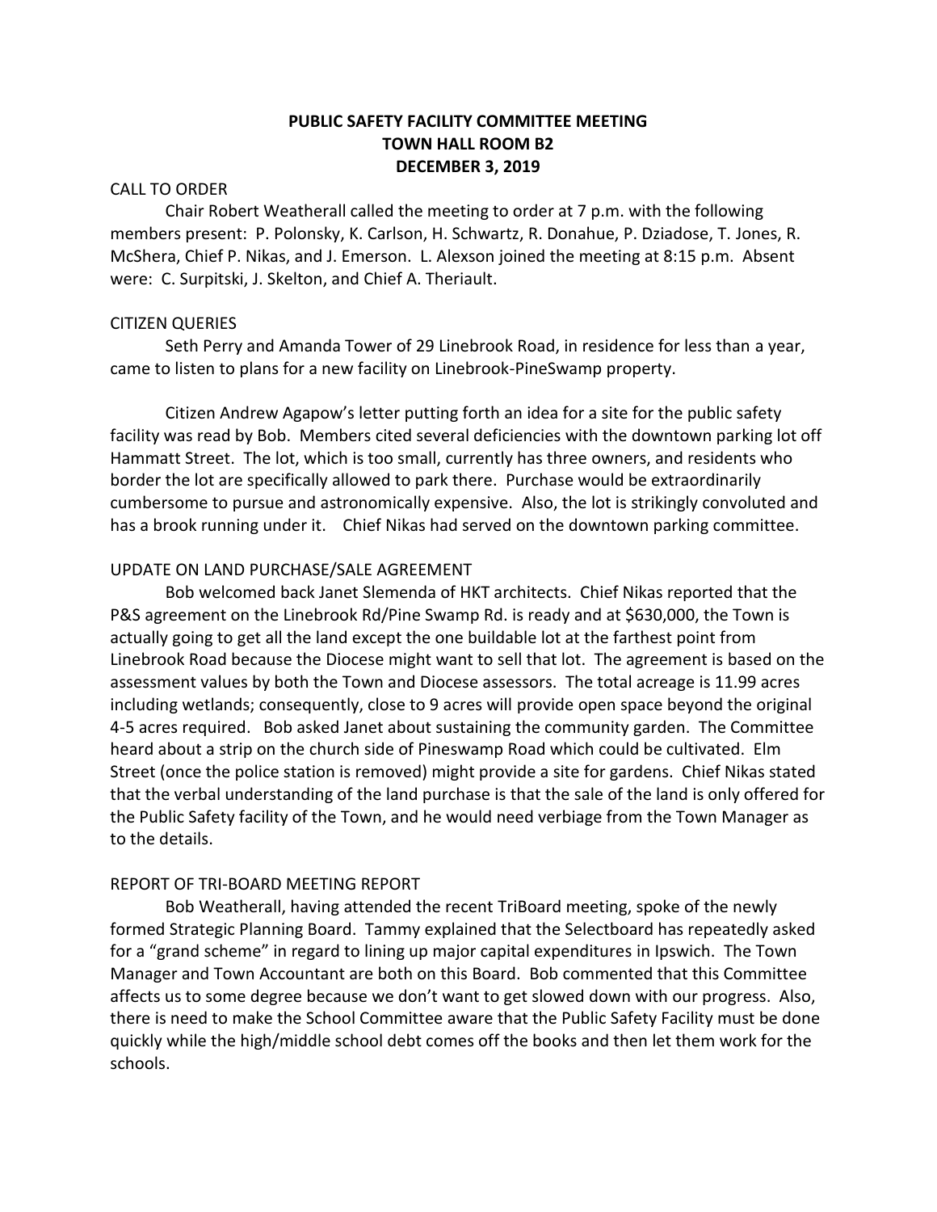**PUBLIC SAFETY FACILITY COMMITTEE MEETING**
**TOWN HALL ROOM B2**
**DECEMBER 3, 2019**

CALL TO ORDER

Chair Robert Weatherall called the meeting to order at 7 p.m. with the following members present: P. Polonsky, K. Carlson, H. Schwartz, R. Donahue, P. Dziadose, T. Jones, R. McShera, Chief P. Nikas, and J. Emerson. L. Alexson joined the meeting at 8:15 p.m. Absent were: C. Surpitski, J. Skelton, and Chief A. Theriault.

CITIZEN QUERIES

Seth Perry and Amanda Tower of 29 Linebrook Road, in residence for less than a year, came to listen to plans for a new facility on Linebrook-PineSwamp property.

Citizen Andrew Agapow's letter putting forth an idea for a site for the public safety facility was read by Bob. Members cited several deficiencies with the downtown parking lot off Hammatt Street. The lot, which is too small, currently has three owners, and residents who border the lot are specifically allowed to park there. Purchase would be extraordinarily cumbersome to pursue and astronomically expensive. Also, the lot is strikingly convoluted and has a brook running under it. Chief Nikas had served on the downtown parking committee.

UPDATE ON LAND PURCHASE/SALE AGREEMENT

Bob welcomed back Janet Slemenda of HKT architects. Chief Nikas reported that the P&S agreement on the Linebrook Rd/Pine Swamp Rd. is ready and at $630,000, the Town is actually going to get all the land except the one buildable lot at the farthest point from Linebrook Road because the Diocese might want to sell that lot. The agreement is based on the assessment values by both the Town and Diocese assessors. The total acreage is 11.99 acres including wetlands; consequently, close to 9 acres will provide open space beyond the original 4-5 acres required. Bob asked Janet about sustaining the community garden. The Committee heard about a strip on the church side of Pineswamp Road which could be cultivated. Elm Street (once the police station is removed) might provide a site for gardens. Chief Nikas stated that the verbal understanding of the land purchase is that the sale of the land is only offered for the Public Safety facility of the Town, and he would need verbiage from the Town Manager as to the details.

REPORT OF TRI-BOARD MEETING REPORT

Bob Weatherall, having attended the recent TriBoard meeting, spoke of the newly formed Strategic Planning Board. Tammy explained that the Selectboard has repeatedly asked for a "grand scheme" in regard to lining up major capital expenditures in Ipswich. The Town Manager and Town Accountant are both on this Board. Bob commented that this Committee affects us to some degree because we don't want to get slowed down with our progress. Also, there is need to make the School Committee aware that the Public Safety Facility must be done quickly while the high/middle school debt comes off the books and then let them work for the schools.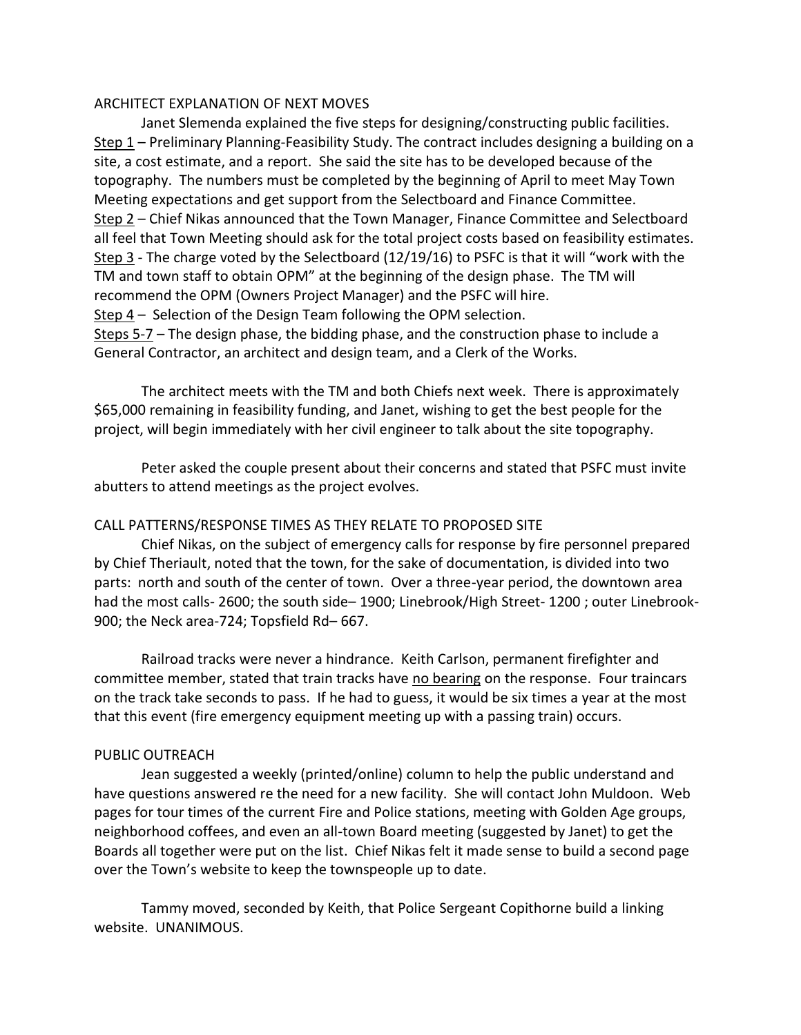## ARCHITECT EXPLANATION OF NEXT MOVES

Janet Slemenda explained the five steps for designing/constructing public facilities.

Step 1 – Preliminary Planning-Feasibility Study. The contract includes designing a building on a site, a cost estimate, and a report. She said the site has to be developed because of the topography. The numbers must be completed by the beginning of April to meet May Town Meeting expectations and get support from the Selectboard and Finance Committee.

Step 2 – Chief Nikas announced that the Town Manager, Finance Committee and Selectboard all feel that Town Meeting should ask for the total project costs based on feasibility estimates.

Step 3 - The charge voted by the Selectboard (12/19/16) to PSFC is that it will "work with the TM and town staff to obtain OPM" at the beginning of the design phase. The TM will recommend the OPM (Owners Project Manager) and the PSFC will hire.

Step 4 – Selection of the Design Team following the OPM selection.

Steps 5-7 – The design phase, the bidding phase, and the construction phase to include a General Contractor, an architect and design team, and a Clerk of the Works.

The architect meets with the TM and both Chiefs next week. There is approximately $65,000 remaining in feasibility funding, and Janet, wishing to get the best people for the project, will begin immediately with her civil engineer to talk about the site topography.

Peter asked the couple present about their concerns and stated that PSFC must invite abutters to attend meetings as the project evolves.

## CALL PATTERNS/RESPONSE TIMES AS THEY RELATE TO PROPOSED SITE

Chief Nikas, on the subject of emergency calls for response by fire personnel prepared by Chief Theriault, noted that the town, for the sake of documentation, is divided into two parts: north and south of the center of town. Over a three-year period, the downtown area had the most calls- 2600; the south side– 1900; Linebrook/High Street- 1200 ; outer Linebrook- 900; the Neck area-724; Topsfield Rd– 667.

Railroad tracks were never a hindrance. Keith Carlson, permanent firefighter and committee member, stated that train tracks have no bearing on the response. Four traincars on the track take seconds to pass. If he had to guess, it would be six times a year at the most that this event (fire emergency equipment meeting up with a passing train) occurs.

## PUBLIC OUTREACH

Jean suggested a weekly (printed/online) column to help the public understand and have questions answered re the need for a new facility. She will contact John Muldoon. Web pages for tour times of the current Fire and Police stations, meeting with Golden Age groups, neighborhood coffees, and even an all-town Board meeting (suggested by Janet) to get the Boards all together were put on the list. Chief Nikas felt it made sense to build a second page over the Town's website to keep the townspeople up to date.

Tammy moved, seconded by Keith, that Police Sergeant Copithorne build a linking website. UNANIMOUS.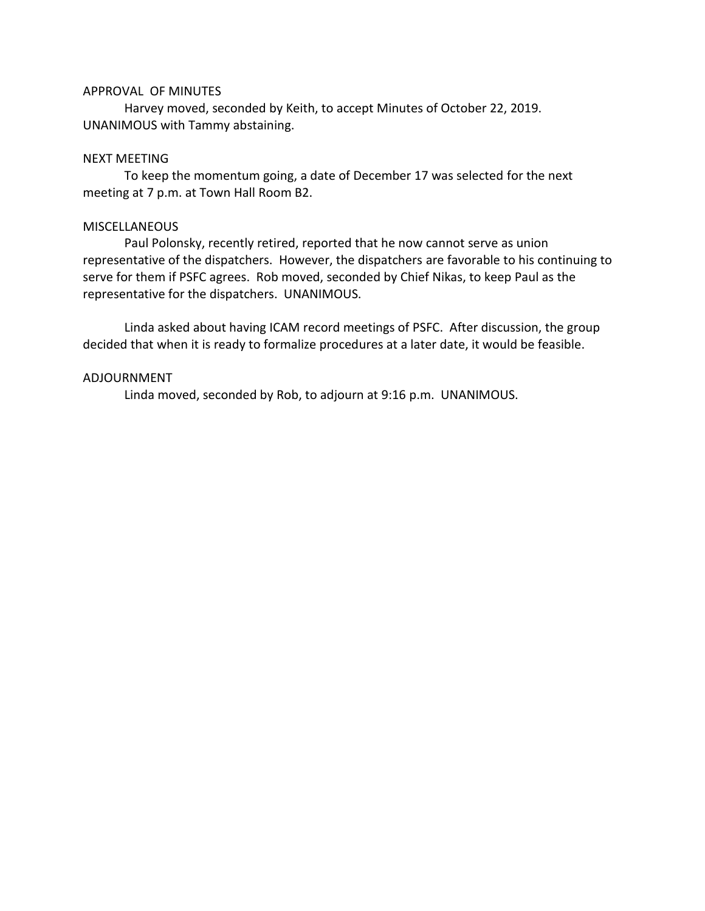## APPROVAL OF MINUTES

Harvey moved, seconded by Keith, to accept Minutes of October 22, 2019. UNANIMOUS with Tammy abstaining.

## NEXT MEETING

To keep the momentum going, a date of December 17 was selected for the next meeting at 7 p.m. at Town Hall Room B2.

## MISCELLANEOUS

Paul Polonsky, recently retired, reported that he now cannot serve as union representative of the dispatchers. However, the dispatchers are favorable to his continuing to serve for them if PSFC agrees. Rob moved, seconded by Chief Nikas, to keep Paul as the representative for the dispatchers. UNANIMOUS.

Linda asked about having ICAM record meetings of PSFC. After discussion, the group decided that when it is ready to formalize procedures at a later date, it would be feasible.

## ADJOURNMENT

Linda moved, seconded by Rob, to adjourn at 9:16 p.m. UNANIMOUS.